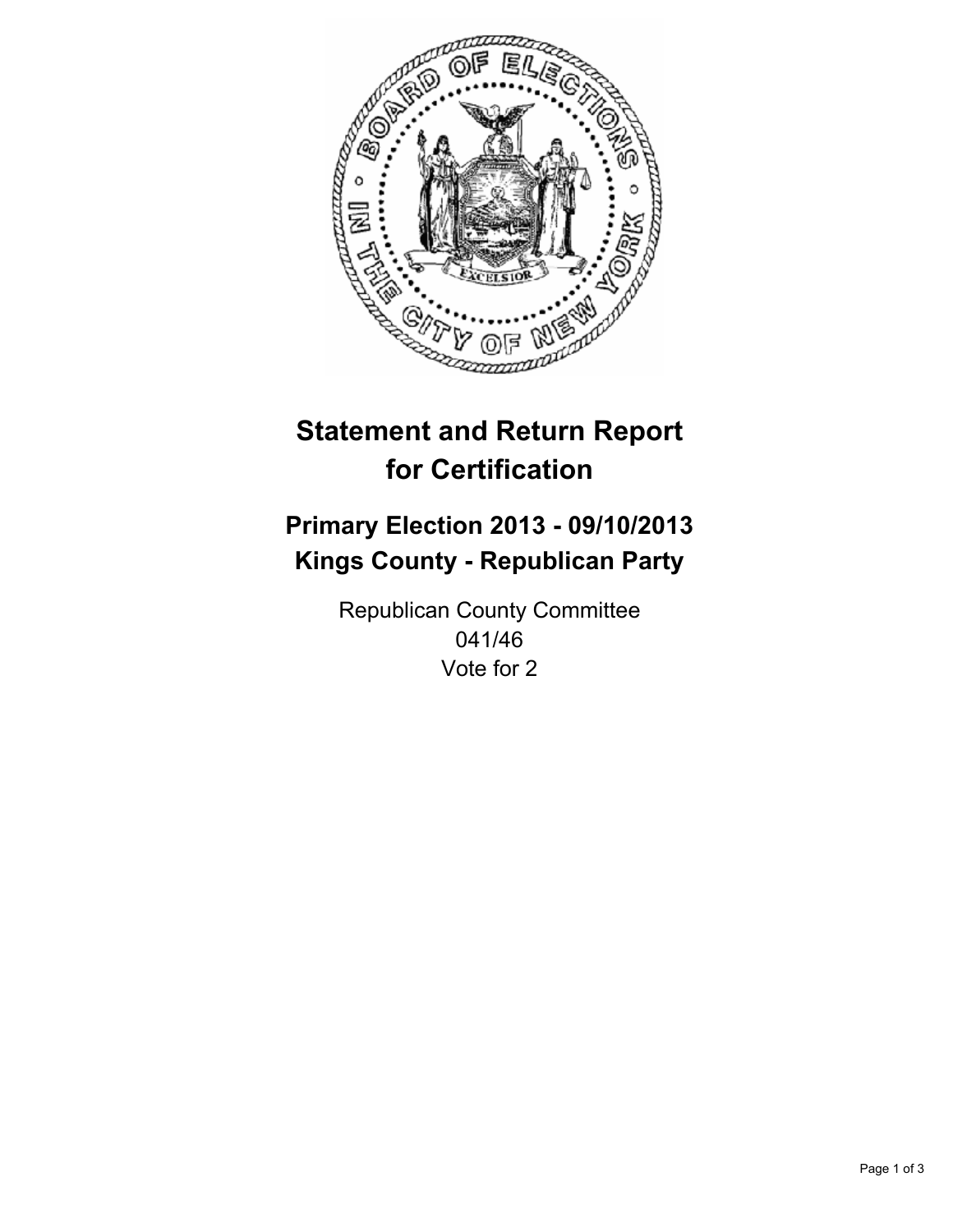# Statement and Return Report for Certification

## Primary Election 2013 - 09/10/2013
## Kings County - Republican Party

Republican County Committee
041/46
Vote for 2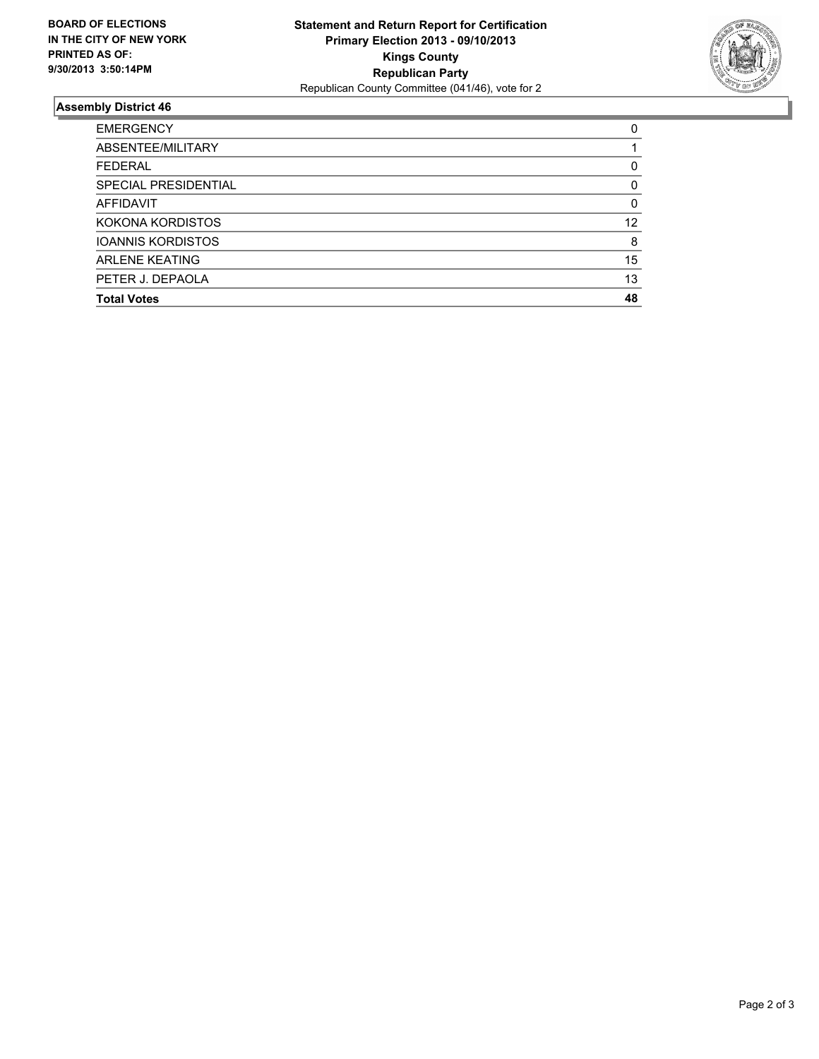**BOARD OF ELECTIONS IN THE CITY OF NEW YORK PRINTED AS OF: 9/30/2013 3:50:14PM**

**Statement and Return Report for Certification**
**Primary Election 2013 - 09/10/2013**
**Kings County**
**Republican Party**
Republican County Committee (041/46), vote for 2

### Assembly District 46

| | |
|---|---|
| EMERGENCY | 0 |
| ABSENTEE/MILITARY | 1 |
| FEDERAL | 0 |
| SPECIAL PRESIDENTIAL | 0 |
| AFFIDAVIT | 0 |
| KOKONA KORDISTOS | 12 |
| IOANNIS KORDISTOS | 8 |
| ARLENE KEATING | 15 |
| PETER J. DEPAOLA | 13 |
| **Total Votes** | **48** |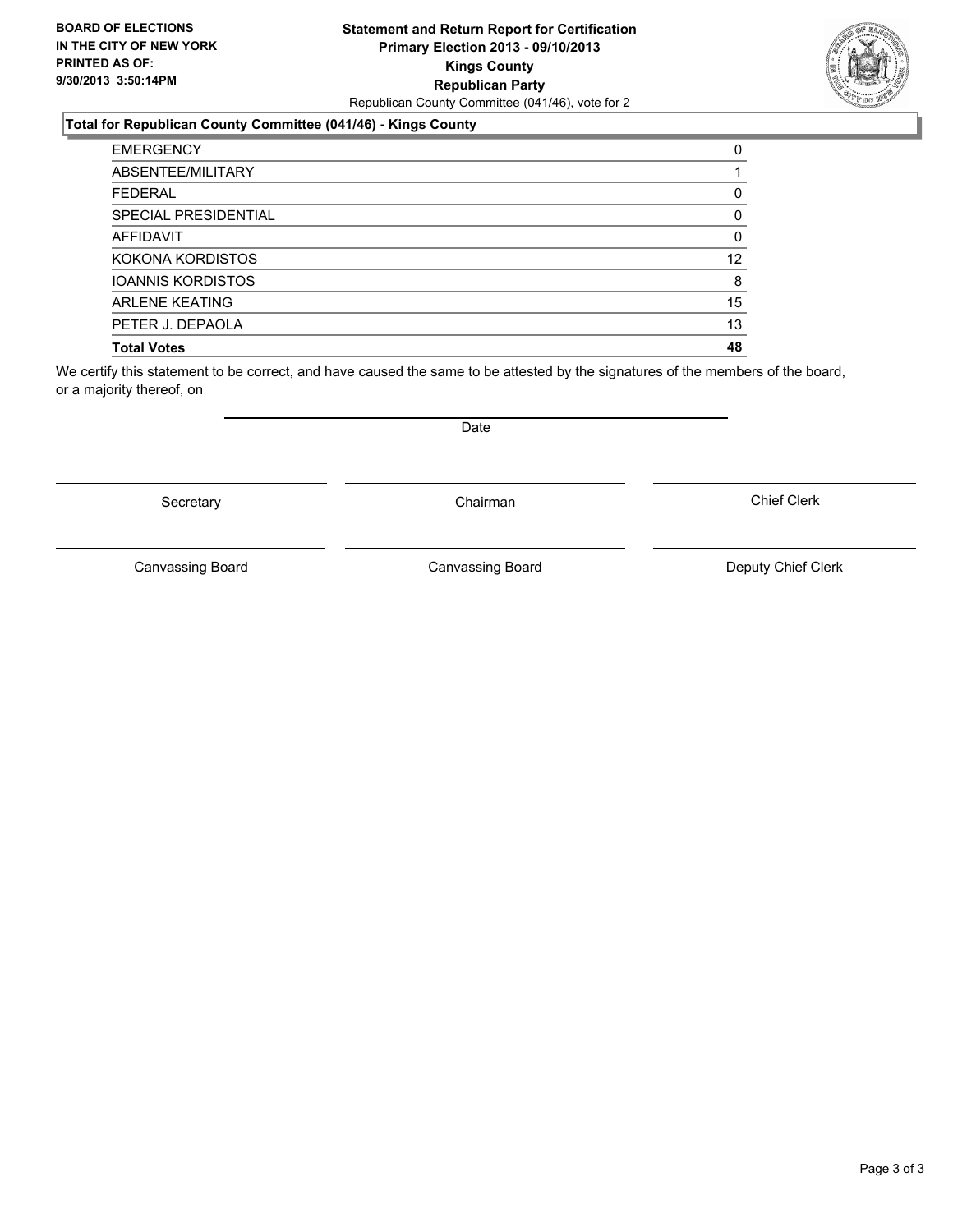**BOARD OF ELECTIONS IN THE CITY OF NEW YORK PRINTED AS OF: 9/30/2013 3:50:14PM**

**Statement and Return Report for Certification**
**Primary Election 2013 - 09/10/2013**
**Kings County**
**Republican Party**
Republican County Committee (041/46), vote for 2

**Total for Republican County Committee (041/46) - Kings County**

| | |
|---|---|
| EMERGENCY | 0 |
| ABSENTEE/MILITARY | 1 |
| FEDERAL | 0 |
| SPECIAL PRESIDENTIAL | 0 |
| AFFIDAVIT | 0 |
| KOKONA KORDISTOS | 12 |
| IOANNIS KORDISTOS | 8 |
| ARLENE KEATING | 15 |
| PETER J. DEPAOLA | 13 |
| **Total Votes** | **48** |

We certify this statement to be correct, and have caused the same to be attested by the signatures of the members of the board, or a majority thereof, on

Date

Secretary | Chairman | Chief Clerk

Canvassing Board | Canvassing Board | Deputy Chief Clerk